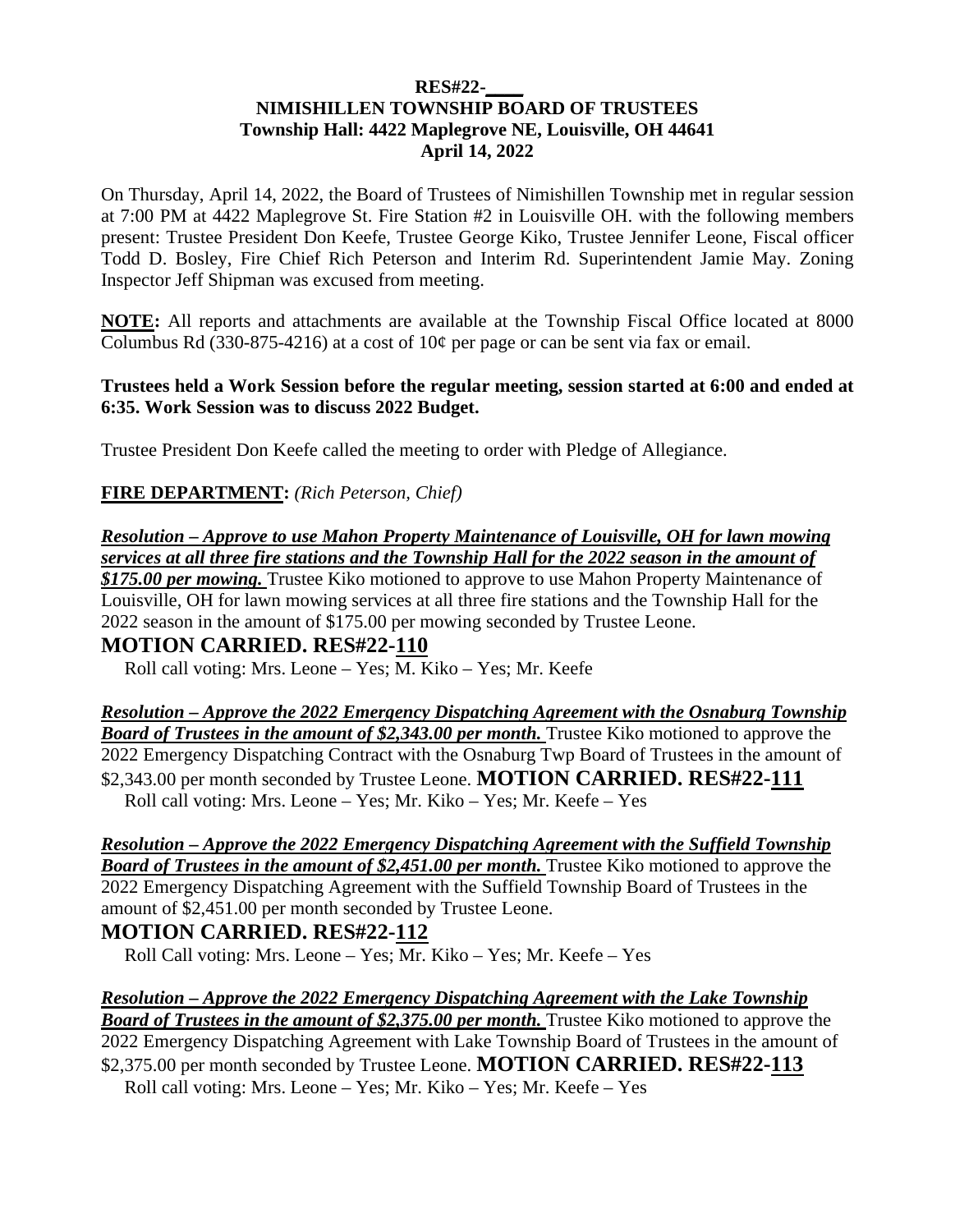**RES#22-\_\_\_\_**
**NIMISHILLEN TOWNSHIP BOARD OF TRUSTEES**
**Township Hall: 4422 Maplegrove NE, Louisville, OH 44641**
**April 14, 2022**

On Thursday, April 14, 2022, the Board of Trustees of Nimishillen Township met in regular session at 7:00 PM at 4422 Maplegrove St. Fire Station #2 in Louisville OH. with the following members present: Trustee President Don Keefe, Trustee George Kiko, Trustee Jennifer Leone, Fiscal officer Todd D. Bosley, Fire Chief Rich Peterson and Interim Rd. Superintendent Jamie May. Zoning Inspector Jeff Shipman was excused from meeting.

**NOTE:** All reports and attachments are available at the Township Fiscal Office located at 8000 Columbus Rd (330-875-4216) at a cost of 10¢ per page or can be sent via fax or email.

**Trustees held a Work Session before the regular meeting, session started at 6:00 and ended at 6:35. Work Session was to discuss 2022 Budget.**

Trustee President Don Keefe called the meeting to order with Pledge of Allegiance.

**FIRE DEPARTMENT:** *(Rich Peterson, Chief)*

***Resolution – Approve to use Mahon Property Maintenance of Louisville, OH for lawn mowing services at all three fire stations and the Township Hall for the 2022 season in the amount of $175.00 per mowing.*** Trustee Kiko motioned to approve to use Mahon Property Maintenance of Louisville, OH for lawn mowing services at all three fire stations and the Township Hall for the 2022 season in the amount of $175.00 per mowing seconded by Trustee Leone.

**MOTION CARRIED. RES#22-110**

Roll call voting: Mrs. Leone – Yes; M. Kiko – Yes; Mr. Keefe

***Resolution – Approve the 2022 Emergency Dispatching Agreement with the Osnaburg Township Board of Trustees in the amount of $2,343.00 per month.*** Trustee Kiko motioned to approve the 2022 Emergency Dispatching Contract with the Osnaburg Twp Board of Trustees in the amount of $2,343.00 per month seconded by Trustee Leone. **MOTION CARRIED. RES#22-111**

Roll call voting: Mrs. Leone – Yes; Mr. Kiko – Yes; Mr. Keefe – Yes

***Resolution – Approve the 2022 Emergency Dispatching Agreement with the Suffield Township Board of Trustees in the amount of $2,451.00 per month.*** Trustee Kiko motioned to approve the 2022 Emergency Dispatching Agreement with the Suffield Township Board of Trustees in the amount of $2,451.00 per month seconded by Trustee Leone.

**MOTION CARRIED. RES#22-112**

Roll Call voting: Mrs. Leone – Yes; Mr. Kiko – Yes; Mr. Keefe – Yes

***Resolution – Approve the 2022 Emergency Dispatching Agreement with the Lake Township Board of Trustees in the amount of $2,375.00 per month.*** Trustee Kiko motioned to approve the 2022 Emergency Dispatching Agreement with Lake Township Board of Trustees in the amount of $2,375.00 per month seconded by Trustee Leone. **MOTION CARRIED. RES#22-113**

Roll call voting: Mrs. Leone – Yes; Mr. Kiko – Yes; Mr. Keefe – Yes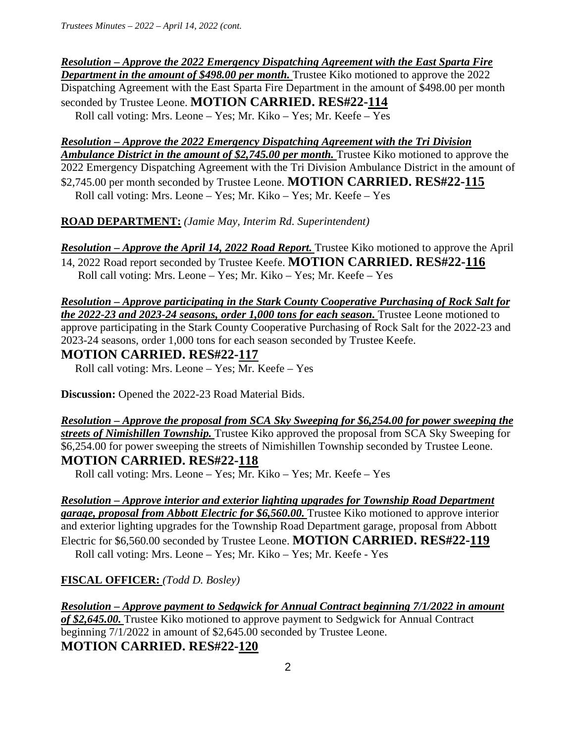***Resolution – Approve the 2022 Emergency Dispatching Agreement with the East Sparta Fire Department in the amount of $498.00 per month.*** Trustee Kiko motioned to approve the 2022 Dispatching Agreement with the East Sparta Fire Department in the amount of $498.00 per month seconded by Trustee Leone. **MOTION CARRIED. RES#22-114**
Roll call voting: Mrs. Leone – Yes; Mr. Kiko – Yes; Mr. Keefe – Yes

***Resolution – Approve the 2022 Emergency Dispatching Agreement with the Tri Division Ambulance District in the amount of $2,745.00 per month.*** Trustee Kiko motioned to approve the 2022 Emergency Dispatching Agreement with the Tri Division Ambulance District in the amount of $2,745.00 per month seconded by Trustee Leone. **MOTION CARRIED. RES#22-115**
Roll call voting: Mrs. Leone – Yes; Mr. Kiko – Yes; Mr. Keefe – Yes

**ROAD DEPARTMENT:** *(Jamie May, Interim Rd. Superintendent)*

***Resolution – Approve the April 14, 2022 Road Report.*** Trustee Kiko motioned to approve the April 14, 2022 Road report seconded by Trustee Keefe. **MOTION CARRIED. RES#22-116**
Roll call voting: Mrs. Leone – Yes; Mr. Kiko – Yes; Mr. Keefe – Yes

***Resolution – Approve participating in the Stark County Cooperative Purchasing of Rock Salt for the 2022-23 and 2023-24 seasons, order 1,000 tons for each season.*** Trustee Leone motioned to approve participating in the Stark County Cooperative Purchasing of Rock Salt for the 2022-23 and 2023-24 seasons, order 1,000 tons for each season seconded by Trustee Keefe.
**MOTION CARRIED. RES#22-117**
Roll call voting: Mrs. Leone – Yes; Mr. Keefe – Yes

**Discussion:** Opened the 2022-23 Road Material Bids.

***Resolution – Approve the proposal from SCA Sky Sweeping for $6,254.00 for power sweeping the streets of Nimishillen Township.*** Trustee Kiko approved the proposal from SCA Sky Sweeping for $6,254.00 for power sweeping the streets of Nimishillen Township seconded by Trustee Leone.
**MOTION CARRIED. RES#22-118**
Roll call voting: Mrs. Leone – Yes; Mr. Kiko – Yes; Mr. Keefe – Yes

***Resolution – Approve interior and exterior lighting upgrades for Township Road Department garage, proposal from Abbott Electric for $6,560.00.*** Trustee Kiko motioned to approve interior and exterior lighting upgrades for the Township Road Department garage, proposal from Abbott Electric for $6,560.00 seconded by Trustee Leone. **MOTION CARRIED. RES#22-119**
Roll call voting: Mrs. Leone – Yes; Mr. Kiko – Yes; Mr. Keefe - Yes

**FISCAL OFFICER:** *(Todd D. Bosley)*

***Resolution – Approve payment to Sedgwick for Annual Contract beginning 7/1/2022 in amount of $2,645.00.*** Trustee Kiko motioned to approve payment to Sedgwick for Annual Contract beginning 7/1/2022 in amount of $2,645.00 seconded by Trustee Leone.
**MOTION CARRIED. RES#22-120**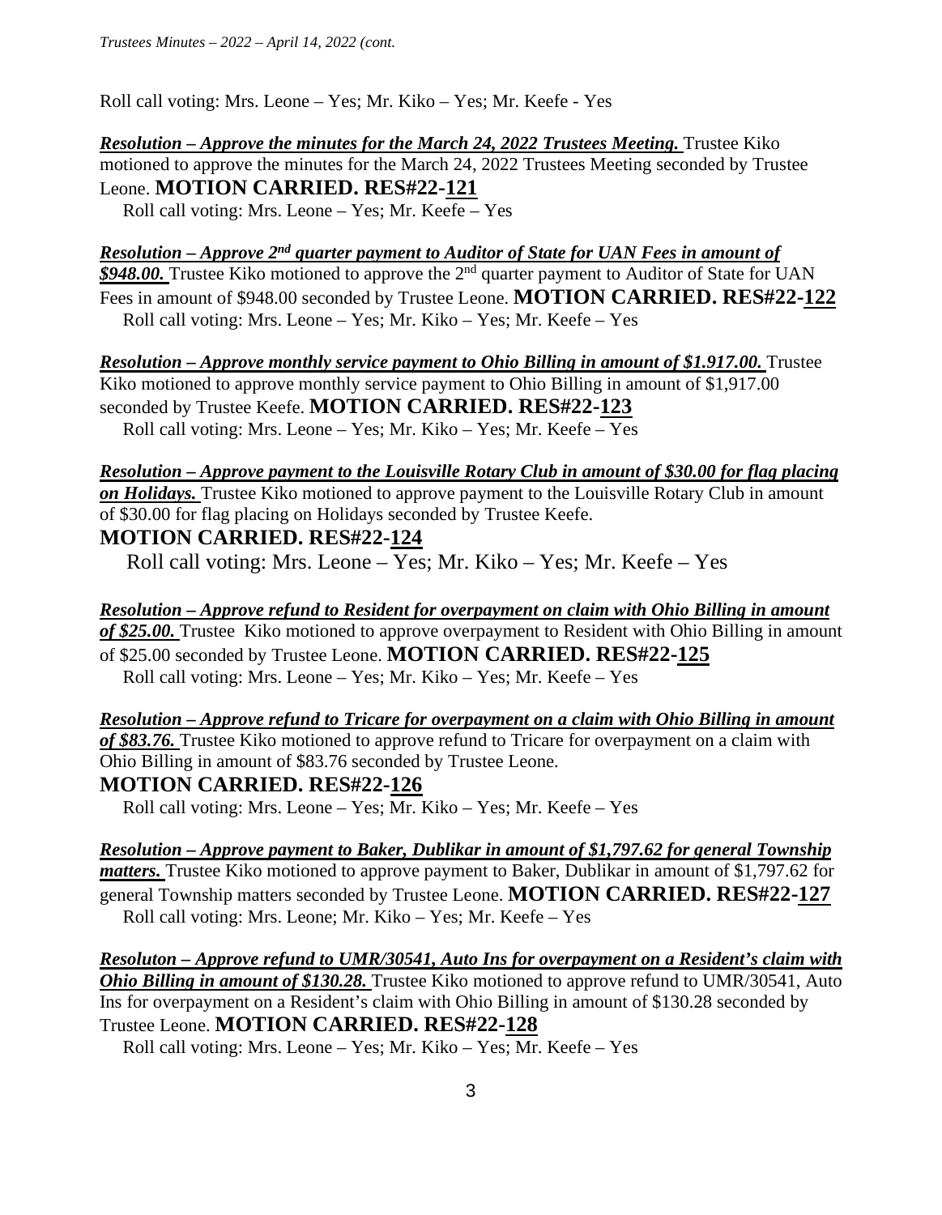Roll call voting: Mrs. Leone – Yes; Mr. Kiko – Yes; Mr. Keefe - Yes

***Resolution – Approve the minutes for the March 24, 2022 Trustees Meeting.*** Trustee Kiko motioned to approve the minutes for the March 24, 2022 Trustees Meeting seconded by Trustee Leone. **MOTION CARRIED. RES#22-121**
Roll call voting: Mrs. Leone – Yes; Mr. Keefe – Yes

***Resolution – Approve 2nd quarter payment to Auditor of State for UAN Fees in amount of $948.00.*** Trustee Kiko motioned to approve the 2nd quarter payment to Auditor of State for UAN Fees in amount of $948.00 seconded by Trustee Leone. **MOTION CARRIED. RES#22-122**
Roll call voting: Mrs. Leone – Yes; Mr. Kiko – Yes; Mr. Keefe – Yes

***Resolution – Approve monthly service payment to Ohio Billing in amount of $1.917.00.*** Trustee Kiko motioned to approve monthly service payment to Ohio Billing in amount of $1,917.00 seconded by Trustee Keefe. **MOTION CARRIED. RES#22-123**
Roll call voting: Mrs. Leone – Yes; Mr. Kiko – Yes; Mr. Keefe – Yes

***Resolution – Approve payment to the Louisville Rotary Club in amount of $30.00 for flag placing on Holidays.*** Trustee Kiko motioned to approve payment to the Louisville Rotary Club in amount of $30.00 for flag placing on Holidays seconded by Trustee Keefe.
**MOTION CARRIED. RES#22-124**
Roll call voting: Mrs. Leone – Yes; Mr. Kiko – Yes; Mr. Keefe – Yes

***Resolution – Approve refund to Resident for overpayment on claim with Ohio Billing in amount of $25.00.*** Trustee Kiko motioned to approve overpayment to Resident with Ohio Billing in amount of $25.00 seconded by Trustee Leone. **MOTION CARRIED. RES#22-125**
Roll call voting: Mrs. Leone – Yes; Mr. Kiko – Yes; Mr. Keefe – Yes

***Resolution – Approve refund to Tricare for overpayment on a claim with Ohio Billing in amount of $83.76.*** Trustee Kiko motioned to approve refund to Tricare for overpayment on a claim with Ohio Billing in amount of $83.76 seconded by Trustee Leone.
**MOTION CARRIED. RES#22-126**
Roll call voting: Mrs. Leone – Yes; Mr. Kiko – Yes; Mr. Keefe – Yes

***Resolution – Approve payment to Baker, Dublikar in amount of $1,797.62 for general Township matters.*** Trustee Kiko motioned to approve payment to Baker, Dublikar in amount of $1,797.62 for general Township matters seconded by Trustee Leone. **MOTION CARRIED. RES#22-127**
Roll call voting: Mrs. Leone; Mr. Kiko – Yes; Mr. Keefe – Yes

***Resoluton – Approve refund to UMR/30541, Auto Ins for overpayment on a Resident's claim with Ohio Billing in amount of $130.28.*** Trustee Kiko motioned to approve refund to UMR/30541, Auto Ins for overpayment on a Resident's claim with Ohio Billing in amount of $130.28 seconded by Trustee Leone. **MOTION CARRIED. RES#22-128**
Roll call voting: Mrs. Leone – Yes; Mr. Kiko – Yes; Mr. Keefe – Yes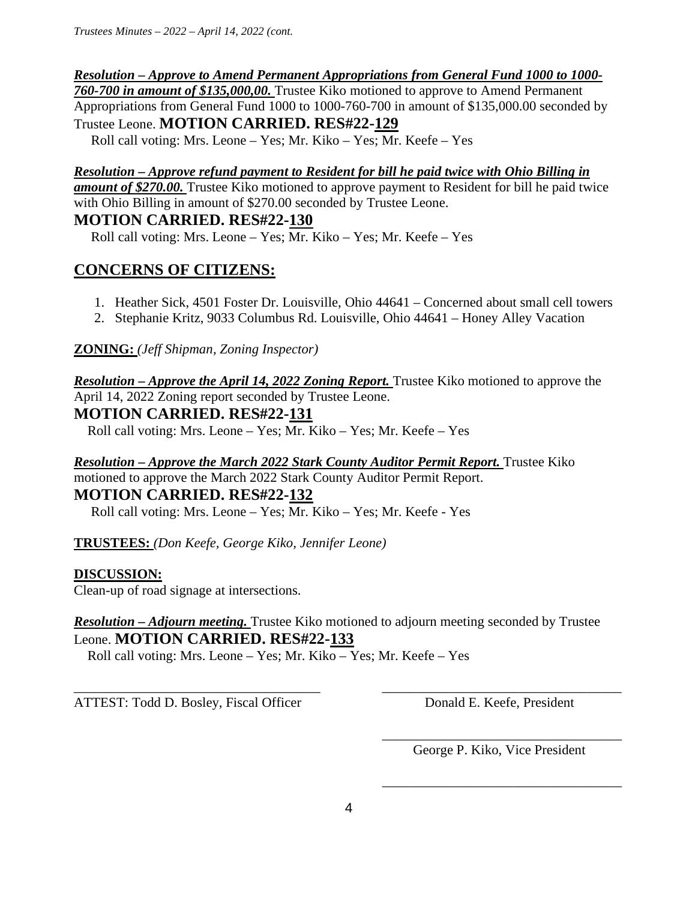***Resolution – Approve to Amend Permanent Appropriations from General Fund 1000 to 1000-760-700 in amount of $135,000,00.*** Trustee Kiko motioned to approve to Amend Permanent Appropriations from General Fund 1000 to 1000-760-700 in amount of $135,000.00 seconded by Trustee Leone. **MOTION CARRIED. RES#22-129**

Roll call voting: Mrs. Leone – Yes; Mr. Kiko – Yes; Mr. Keefe – Yes

***Resolution – Approve refund payment to Resident for bill he paid twice with Ohio Billing in amount of $270.00.*** Trustee Kiko motioned to approve payment to Resident for bill he paid twice with Ohio Billing in amount of $270.00 seconded by Trustee Leone.

**MOTION CARRIED. RES#22-130**

Roll call voting: Mrs. Leone – Yes; Mr. Kiko – Yes; Mr. Keefe – Yes

## CONCERNS OF CITIZENS:

1. Heather Sick, 4501 Foster Dr. Louisville, Ohio 44641 – Concerned about small cell towers
2. Stephanie Kritz, 9033 Columbus Rd. Louisville, Ohio 44641 – Honey Alley Vacation

**ZONING:** *(Jeff Shipman, Zoning Inspector)*

***Resolution – Approve the April 14, 2022 Zoning Report.*** Trustee Kiko motioned to approve the April 14, 2022 Zoning report seconded by Trustee Leone.

**MOTION CARRIED. RES#22-131**

Roll call voting: Mrs. Leone – Yes; Mr. Kiko – Yes; Mr. Keefe – Yes

***Resolution – Approve the March 2022 Stark County Auditor Permit Report.*** Trustee Kiko motioned to approve the March 2022 Stark County Auditor Permit Report.

**MOTION CARRIED. RES#22-132**

Roll call voting: Mrs. Leone – Yes; Mr. Kiko – Yes; Mr. Keefe - Yes

**TRUSTEES:** *(Don Keefe, George Kiko, Jennifer Leone)*

**DISCUSSION:**

Clean-up of road signage at intersections.

***Resolution – Adjourn meeting.*** Trustee Kiko motioned to adjourn meeting seconded by Trustee Leone. **MOTION CARRIED. RES#22-133**

Roll call voting: Mrs. Leone – Yes; Mr. Kiko – Yes; Mr. Keefe – Yes

___________________________________ ___________________________________

ATTEST: Todd D. Bosley, Fiscal Officer Donald E. Keefe, President

___________________________________

George P. Kiko, Vice President

___________________________________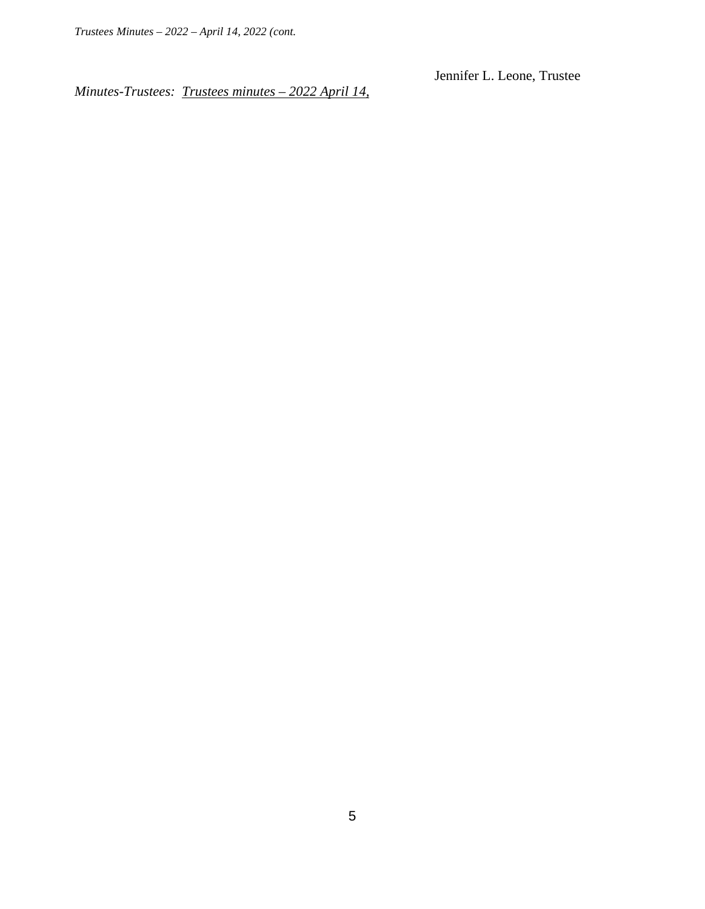Jennifer L. Leone, Trustee

*Minutes-Trustees: <u>Trustees minutes – 2022 April 14,</u>*